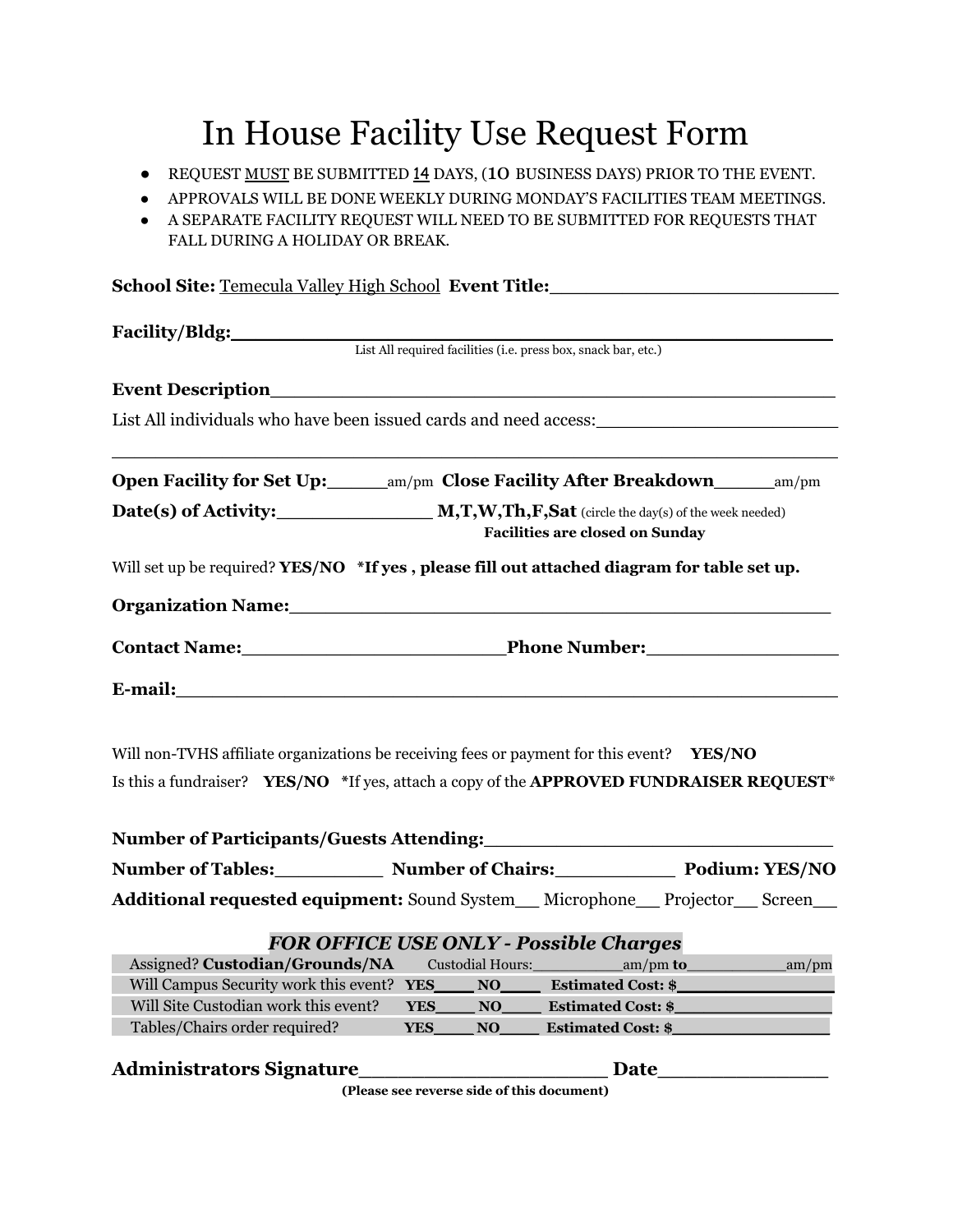# In House Facility Use Request Form

- REQUEST <u>MUST</u> BE SUBMITTED <u>14</u> DAYS, (10 BUSINESS DAYS) PRIOR TO THE EVENT.
- APPROVALS WILL BE DONE WEEKLY DURING MONDAY'S FACILITIES TEAM MEETINGS.
- A SEPARATE FACILITY REQUEST WILL NEED TO BE SUBMITTED FOR REQUESTS THAT FALL DURING A HOLIDAY OR BREAK.

**School Site:** <u>Temecula Valley High School</u> **Event Title:**___________________________

**Facility/Bldg:**___________________________________________________________

List All required facilities (i.e. press box, snack bar, etc.)

**Event Description**______________________________________________________

List All individuals who have been issued cards and need access:______________________

_____________________________________________________________________

**Open Facility for Set Up:**______am/pm **Close Facility After Breakdown**______am/pm

**Date(s) of Activity:**______________ **M,T,W,Th,F,Sat** (circle the day(s) of the week needed)

**Facilities are closed on Sunday**

Will set up be required? **YES/NO** ***If yes , please fill out attached diagram for table set up.**

**Organization Name:**_____________________________________________________

**Contact Name:**________________________**Phone Number:**__________________

**E-mail:**______________________________________________________________

Will non-TVHS affiliate organizations be receiving fees or payment for this event? **YES/NO**

Is this a fundraiser? **YES/NO** *If yes, attach a copy of the **APPROVED FUNDRAISER REQUEST***

**Number of Participants/Guests Attending:**_______________________________

**Number of Tables:**_________ **Number of Chairs:**__________ **Podium: YES/NO**

**Additional requested equipment:** Sound System___ Microphone___ Projector___ Screen___

***FOR OFFICE USE ONLY - Possible Charges***

| | | | |
|---|---|---|---|
| Assigned? **Custodian/Grounds/NA** | Custodial Hours:__________am/pm **to**___________am/pm | | |
| Will Campus Security work this event? | **YES**____ | **NO**____ | **Estimated Cost: $**______________ |
| Will Site Custodian work this event? | **YES**____ | **NO**____ | **Estimated Cost: $**______________ |
| Tables/Chairs order required? | **YES**____ | **NO**____ | **Estimated Cost: $**______________ |

**Administrators Signature**____________________ **Date**______________

**(Please see reverse side of this document)**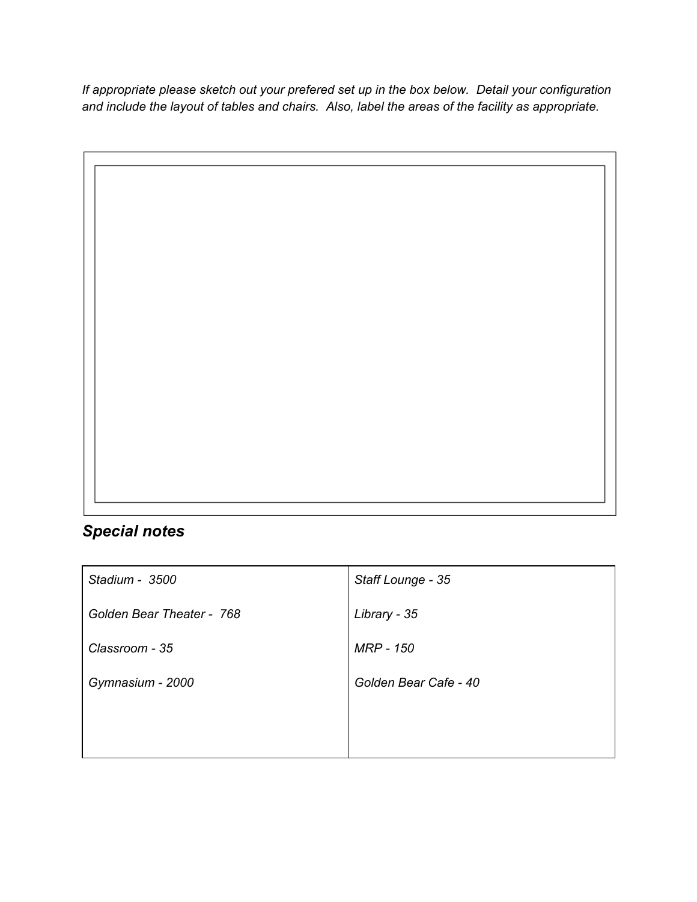*If appropriate please sketch out your prefered set up in the box below. Detail your configuration and include the layout of tables and chairs. Also, label the areas of the facility as appropriate.*

## *Special notes*

| | |
|---|---|
| *Stadium - 3500*<br><br>*Golden Bear Theater - 768*<br><br>*Classroom - 35*<br><br>*Gymnasium - 2000* | *Staff Lounge - 35*<br><br>*Library - 35*<br><br>*MRP - 150*<br><br>*Golden Bear Cafe - 40* |